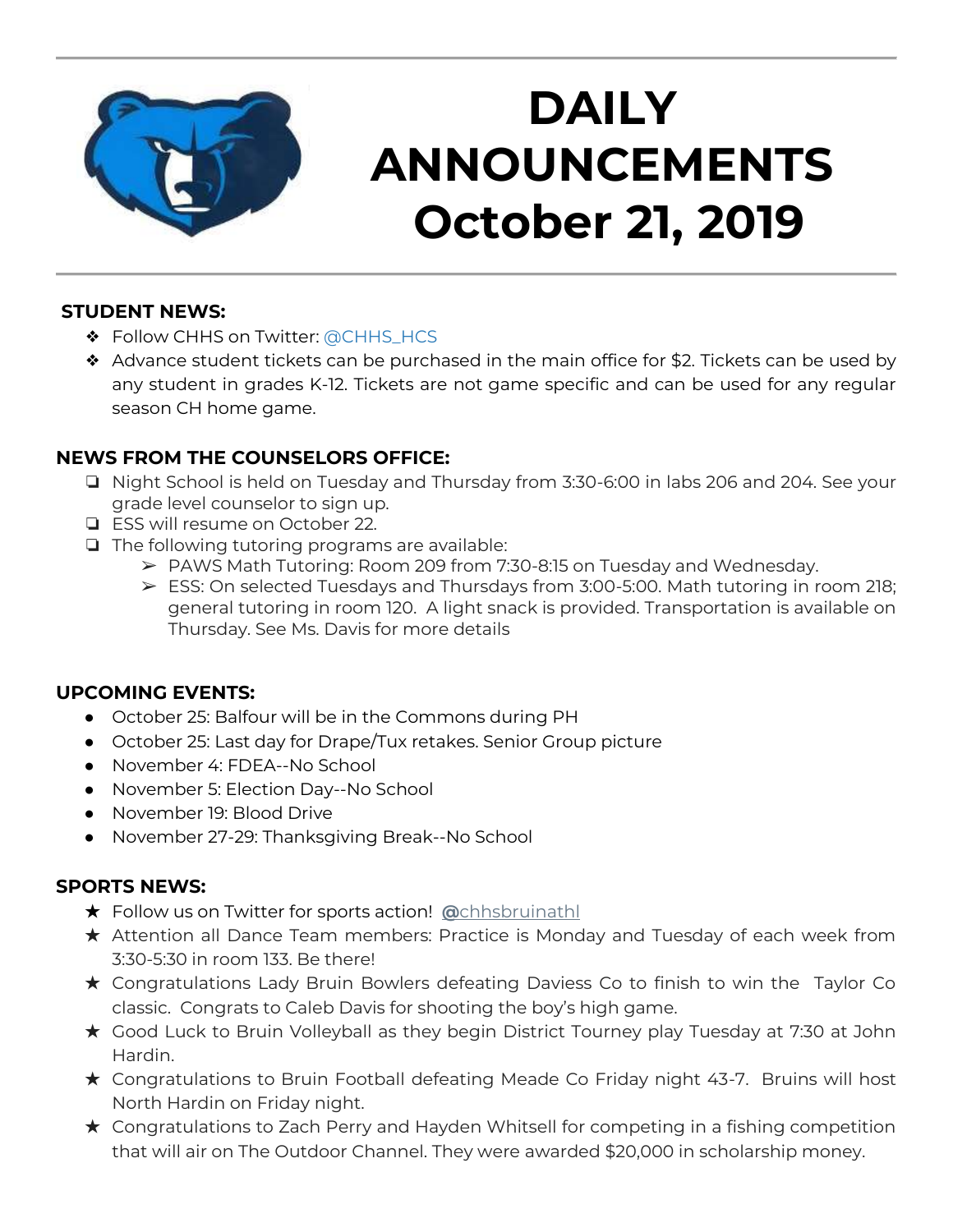# DAILY ANNOUNCEMENTS October 21, 2019

**STUDENT NEWS:**

- Follow CHHS on Twitter: @CHHS_HCS
- Advance student tickets can be purchased in the main office for $2. Tickets can be used by any student in grades K-12. Tickets are not game specific and can be used for any regular season CH home game.

**NEWS FROM THE COUNSELORS OFFICE:**

- Night School is held on Tuesday and Thursday from 3:30-6:00 in labs 206 and 204. See your grade level counselor to sign up.
- ESS will resume on October 22.
- The following tutoring programs are available:
  - PAWS Math Tutoring: Room 209 from 7:30-8:15 on Tuesday and Wednesday.
  - ESS: On selected Tuesdays and Thursdays from 3:00-5:00. Math tutoring in room 218; general tutoring in room 120. A light snack is provided. Transportation is available on Thursday. See Ms. Davis for more details

**UPCOMING EVENTS:**

- October 25: Balfour will be in the Commons during PH
- October 25: Last day for Drape/Tux retakes. Senior Group picture
- November 4: FDEA--No School
- November 5: Election Day--No School
- November 19: Blood Drive
- November 27-29: Thanksgiving Break--No School

**SPORTS NEWS:**

- Follow us on Twitter for sports action! @chhsbruinathl
- Attention all Dance Team members: Practice is Monday and Tuesday of each week from 3:30-5:30 in room 133. Be there!
- Congratulations Lady Bruin Bowlers defeating Daviess Co to finish to win the Taylor Co classic. Congrats to Caleb Davis for shooting the boy's high game.
- Good Luck to Bruin Volleyball as they begin District Tourney play Tuesday at 7:30 at John Hardin.
- Congratulations to Bruin Football defeating Meade Co Friday night 43-7. Bruins will host North Hardin on Friday night.
- Congratulations to Zach Perry and Hayden Whitsell for competing in a fishing competition that will air on The Outdoor Channel. They were awarded $20,000 in scholarship money.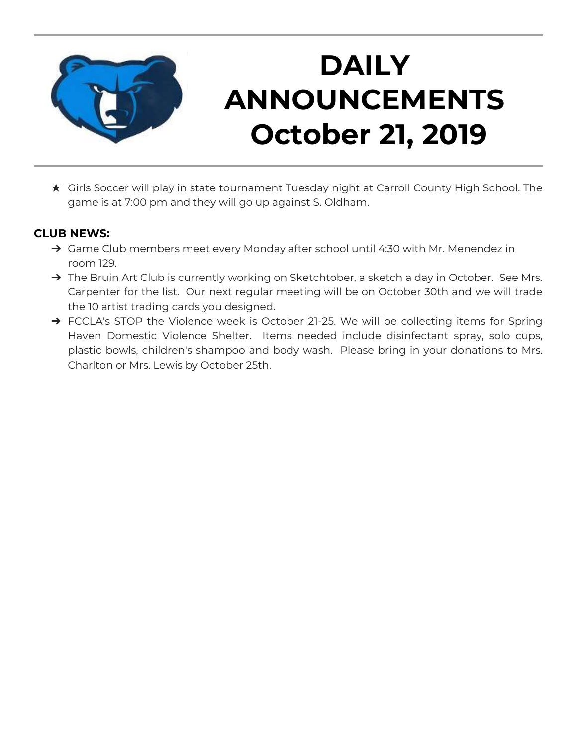# DAILY ANNOUNCEMENTS October 21, 2019

- Girls Soccer will play in state tournament Tuesday night at Carroll County High School. The game is at 7:00 pm and they will go up against S. Oldham.

**CLUB NEWS:**

- Game Club members meet every Monday after school until 4:30 with Mr. Menendez in room 129.
- The Bruin Art Club is currently working on Sketchtober, a sketch a day in October. See Mrs. Carpenter for the list. Our next regular meeting will be on October 30th and we will trade the 10 artist trading cards you designed.
- FCCLA's STOP the Violence week is October 21-25. We will be collecting items for Spring Haven Domestic Violence Shelter. Items needed include disinfectant spray, solo cups, plastic bowls, children's shampoo and body wash. Please bring in your donations to Mrs. Charlton or Mrs. Lewis by October 25th.